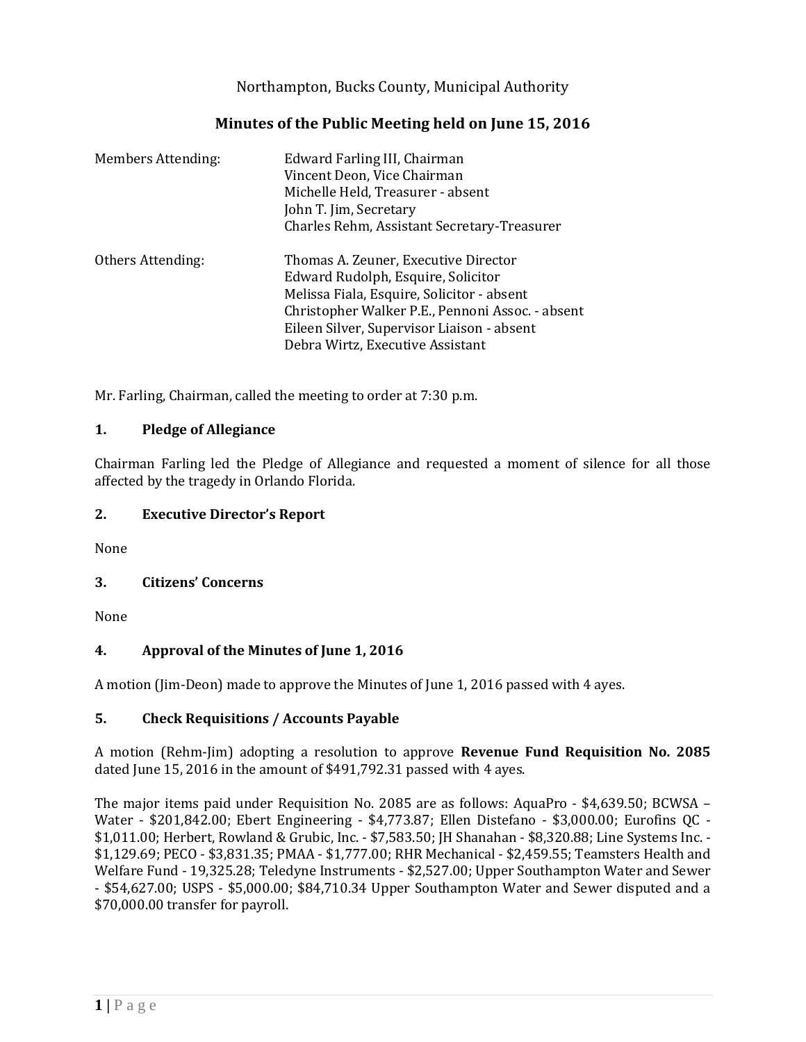Northampton, Bucks County, Municipal Authority

# Minutes of the Public Meeting held on June 15, 2016

| | |
|---|---|
| Members Attending: | Edward Farling III, Chairman |
| | Vincent Deon, Vice Chairman |
| | Michelle Held, Treasurer - absent |
| | John T. Jim, Secretary |
| | Charles Rehm, Assistant Secretary-Treasurer |
| Others Attending: | Thomas A. Zeuner, Executive Director |
| | Edward Rudolph, Esquire, Solicitor |
| | Melissa Fiala, Esquire, Solicitor - absent |
| | Christopher Walker P.E., Pennoni Assoc. - absent |
| | Eileen Silver, Supervisor Liaison - absent |
| | Debra Wirtz, Executive Assistant |

Mr. Farling, Chairman, called the meeting to order at 7:30 p.m.

## 1. Pledge of Allegiance

Chairman Farling led the Pledge of Allegiance and requested a moment of silence for all those affected by the tragedy in Orlando Florida.

## 2. Executive Director's Report

None

## 3. Citizens' Concerns

None

## 4. Approval of the Minutes of June 1, 2016

A motion (Jim-Deon) made to approve the Minutes of June 1, 2016 passed with 4 ayes.

## 5. Check Requisitions / Accounts Payable

A motion (Rehm-Jim) adopting a resolution to approve **Revenue Fund Requisition No. 2085** dated June 15, 2016 in the amount of $491,792.31 passed with 4 ayes.

The major items paid under Requisition No. 2085 are as follows: AquaPro - $4,639.50; BCWSA – Water - $201,842.00; Ebert Engineering - $4,773.87; Ellen Distefano - $3,000.00; Eurofins QC - $1,011.00; Herbert, Rowland & Grubic, Inc. - $7,583.50; JH Shanahan - $8,320.88; Line Systems Inc. - $1,129.69; PECO - $3,831.35; PMAA - $1,777.00; RHR Mechanical - $2,459.55; Teamsters Health and Welfare Fund - 19,325.28; Teledyne Instruments - $2,527.00; Upper Southampton Water and Sewer - $54,627.00; USPS - $5,000.00; $84,710.34 Upper Southampton Water and Sewer disputed and a $70,000.00 transfer for payroll.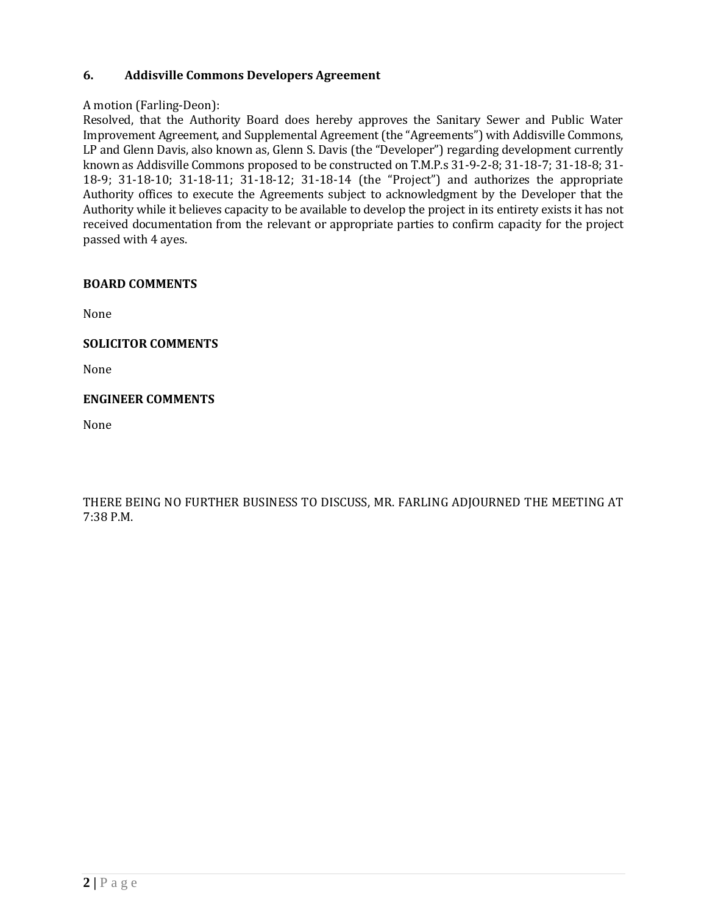### 6. Addisville Commons Developers Agreement

A motion (Farling-Deon):
Resolved, that the Authority Board does hereby approves the Sanitary Sewer and Public Water Improvement Agreement, and Supplemental Agreement (the "Agreements") with Addisville Commons, LP and Glenn Davis, also known as, Glenn S. Davis (the "Developer") regarding development currently known as Addisville Commons proposed to be constructed on T.M.P.s 31-9-2-8; 31-18-7; 31-18-8; 31-18-9; 31-18-10; 31-18-11; 31-18-12; 31-18-14 (the "Project") and authorizes the appropriate Authority offices to execute the Agreements subject to acknowledgment by the Developer that the Authority while it believes capacity to be available to develop the project in its entirety exists it has not received documentation from the relevant or appropriate parties to confirm capacity for the project passed with 4 ayes.

**BOARD COMMENTS**

None

**SOLICITOR COMMENTS**

None

**ENGINEER COMMENTS**

None

THERE BEING NO FURTHER BUSINESS TO DISCUSS, MR. FARLING ADJOURNED THE MEETING AT 7:38 P.M.